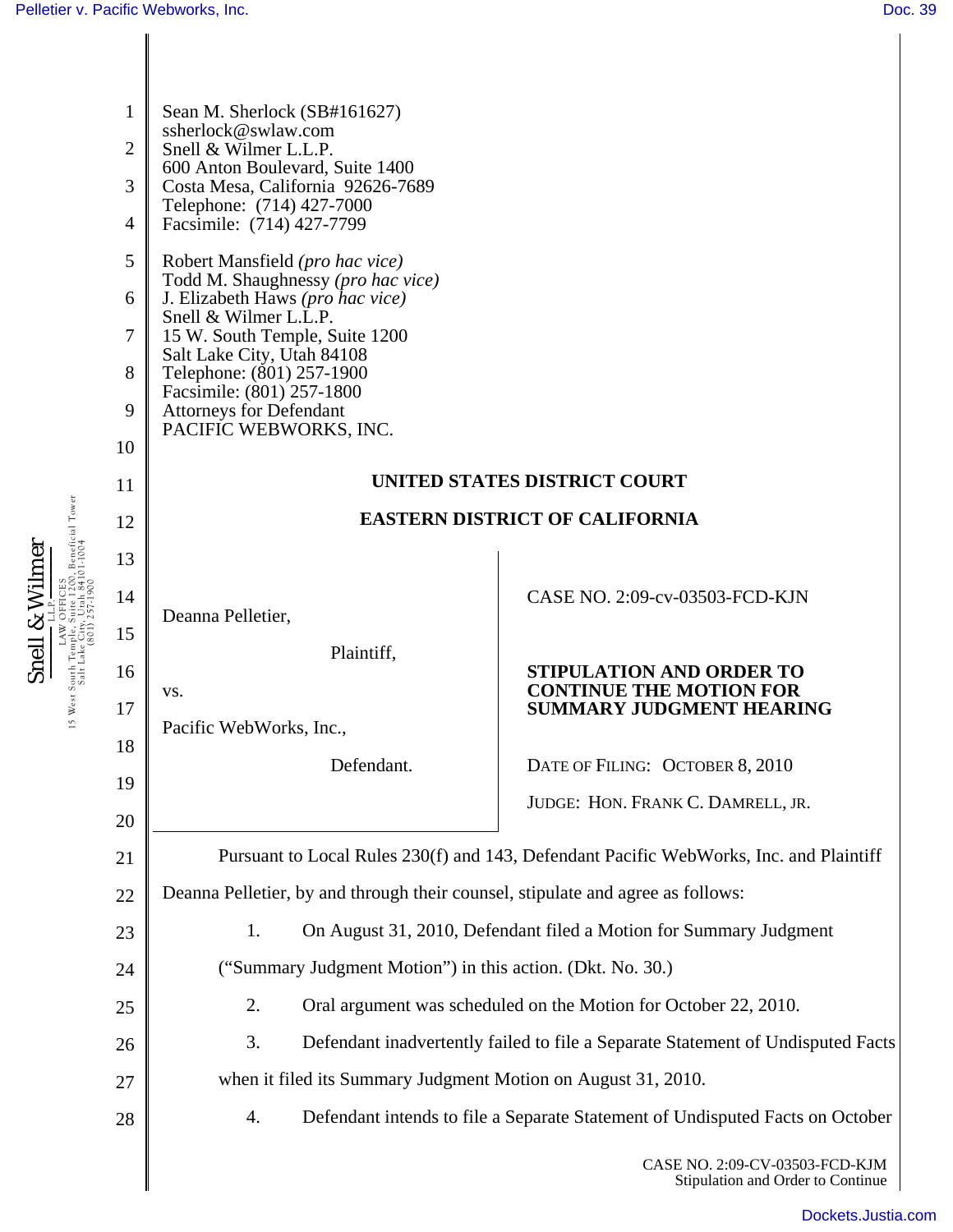Sean M. Sherlock (SB#161627)
ssherlock@swlaw.com
Snell & Wilmer L.L.P.
600 Anton Boulevard, Suite 1400
Costa Mesa, California 92626-7689
Telephone: (714) 427-7000
Facsimile: (714) 427-7799

Robert Mansfield *(pro hac vice)*
Todd M. Shaughnessy *(pro hac vice)*
J. Elizabeth Haws *(pro hac vice)*
Snell & Wilmer L.L.P.
15 W. South Temple, Suite 1200
Salt Lake City, Utah 84108
Telephone: (801) 257-1900
Facsimile: (801) 257-1800
Attorneys for Defendant
PACIFIC WEBWORKS, INC.

**UNITED STATES DISTRICT COURT**

**EASTERN DISTRICT OF CALIFORNIA**

Deanna Pelletier,

Plaintiff,

vs.

Pacific WebWorks, Inc.,

Defendant.

CASE NO. 2:09-cv-03503-FCD-KJN

**STIPULATION AND ORDER TO CONTINUE THE MOTION FOR SUMMARY JUDGMENT HEARING**

DATE OF FILING: OCTOBER 8, 2010

JUDGE: HON. FRANK C. DAMRELL, JR.

Pursuant to Local Rules 230(f) and 143, Defendant Pacific WebWorks, Inc. and Plaintiff Deanna Pelletier, by and through their counsel, stipulate and agree as follows:

1. On August 31, 2010, Defendant filed a Motion for Summary Judgment ("Summary Judgment Motion") in this action. (Dkt. No. 30.)

2. Oral argument was scheduled on the Motion for October 22, 2010.

3. Defendant inadvertently failed to file a Separate Statement of Undisputed Facts when it filed its Summary Judgment Motion on August 31, 2010.

4. Defendant intends to file a Separate Statement of Undisputed Facts on October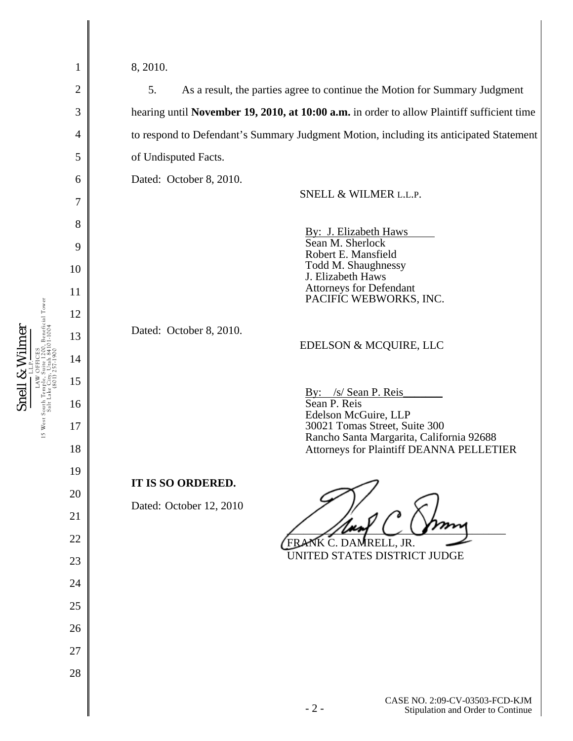8, 2010.

5. As a result, the parties agree to continue the Motion for Summary Judgment hearing until **November 19, 2010, at 10:00 a.m.** in order to allow Plaintiff sufficient time to respond to Defendant's Summary Judgment Motion, including its anticipated Statement of Undisputed Facts.

Dated: October 8, 2010.

SNELL & WILMER L.L.P.

By: J. Elizabeth Haws
Sean M. Sherlock
Robert E. Mansfield
Todd M. Shaughnessy
J. Elizabeth Haws
Attorneys for Defendant
PACIFIC WEBWORKS, INC.

Dated: October 8, 2010.

EDELSON & MCQUIRE, LLC

By: /s/ Sean P. Reis
Sean P. Reis
Edelson McGuire, LLP
30021 Tomas Street, Suite 300
Rancho Santa Margarita, California 92688
Attorneys for Plaintiff DEANNA PELLETIER

**IT IS SO ORDERED.**

Dated: October 12, 2010

FRANK C. DAMRELL, JR.
UNITED STATES DISTRICT JUDGE

CASE NO. 2:09-CV-03503-FCD-KJM
Stipulation and Order to Continue